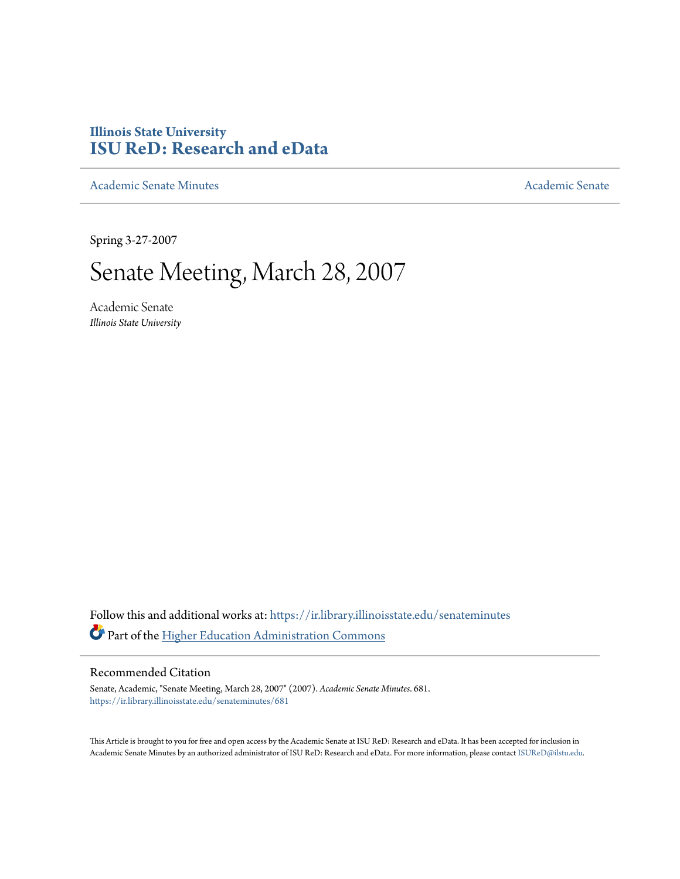# Illinois State University
# ISU ReD: Research and eData

Academic Senate Minutes | Academic Senate

Spring 3-27-2007

# Senate Meeting, March 28, 2007

Academic Senate
*Illinois State University*

Follow this and additional works at: https://ir.library.illinoisstate.edu/senateminutes

Part of the Higher Education Administration Commons

## Recommended Citation

Senate, Academic, "Senate Meeting, March 28, 2007" (2007). *Academic Senate Minutes*. 681.
https://ir.library.illinoisstate.edu/senateminutes/681

This Article is brought to you for free and open access by the Academic Senate at ISU ReD: Research and eData. It has been accepted for inclusion in Academic Senate Minutes by an authorized administrator of ISU ReD: Research and eData. For more information, please contact ISUReD@ilstu.edu.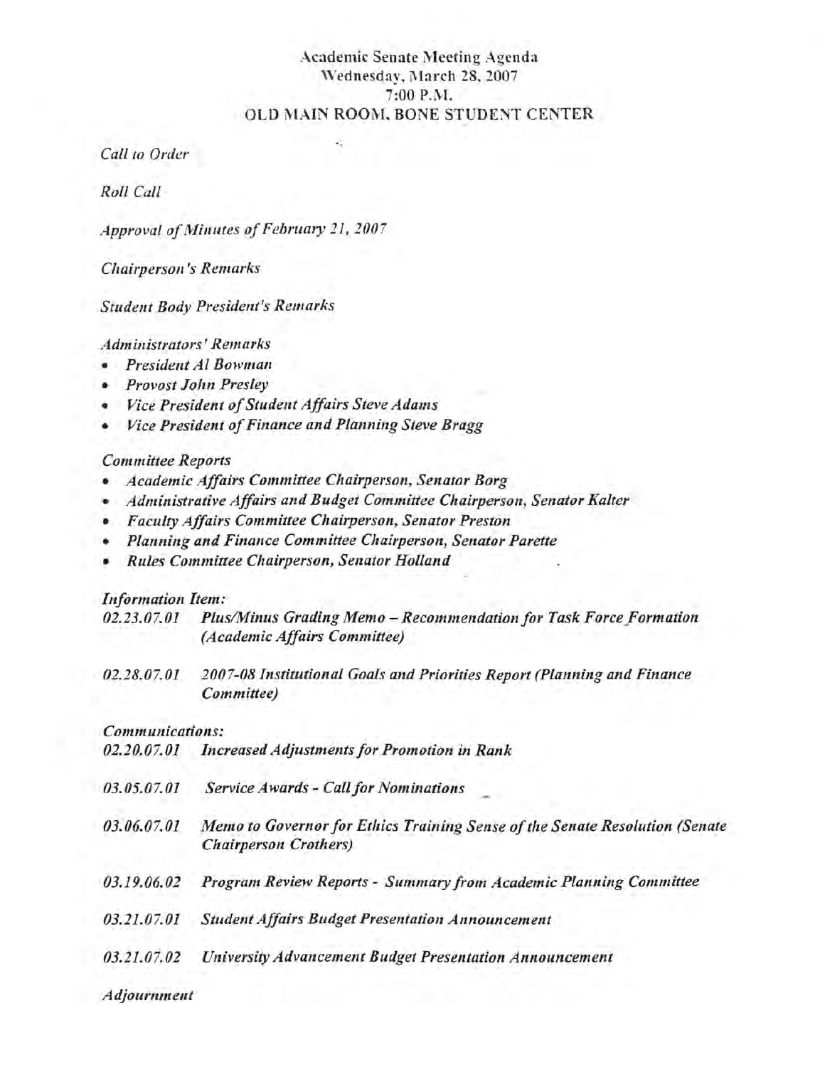# Academic Senate Meeting Agenda
## Wednesday, March 28, 2007
## 7:00 P.M.
## OLD MAIN ROOM, BONE STUDENT CENTER

*Call to Order*

*Roll Call*

*Approval of Minutes of February 21, 2007*

*Chairperson's Remarks*

*Student Body President's Remarks*

*Administrators' Remarks*

- *President Al Bowman*
- *Provost John Presley*
- *Vice President of Student Affairs Steve Adams*
- *Vice President of Finance and Planning Steve Bragg*

*Committee Reports*

- *Academic Affairs Committee Chairperson, Senator Borg*
- *Administrative Affairs and Budget Committee Chairperson, Senator Kalter*
- *Faculty Affairs Committee Chairperson, Senator Preston*
- *Planning and Finance Committee Chairperson, Senator Parette*
- *Rules Committee Chairperson, Senator Holland*

*Information Item:*

*02.23.07.01* *Plus/Minus Grading Memo – Recommendation for Task Force Formation (Academic Affairs Committee)*

*02.28.07.01* *2007-08 Institutional Goals and Priorities Report (Planning and Finance Committee)*

*Communications:*

*02.20.07.01* *Increased Adjustments for Promotion in Rank*

*03.05.07.01* *Service Awards - Call for Nominations*

*03.06.07.01* *Memo to Governor for Ethics Training Sense of the Senate Resolution (Senate Chairperson Crothers)*

*03.19.06.02* *Program Review Reports - Summary from Academic Planning Committee*

*03.21.07.01* *Student Affairs Budget Presentation Announcement*

*03.21.07.02* *University Advancement Budget Presentation Announcement*

*Adjournment*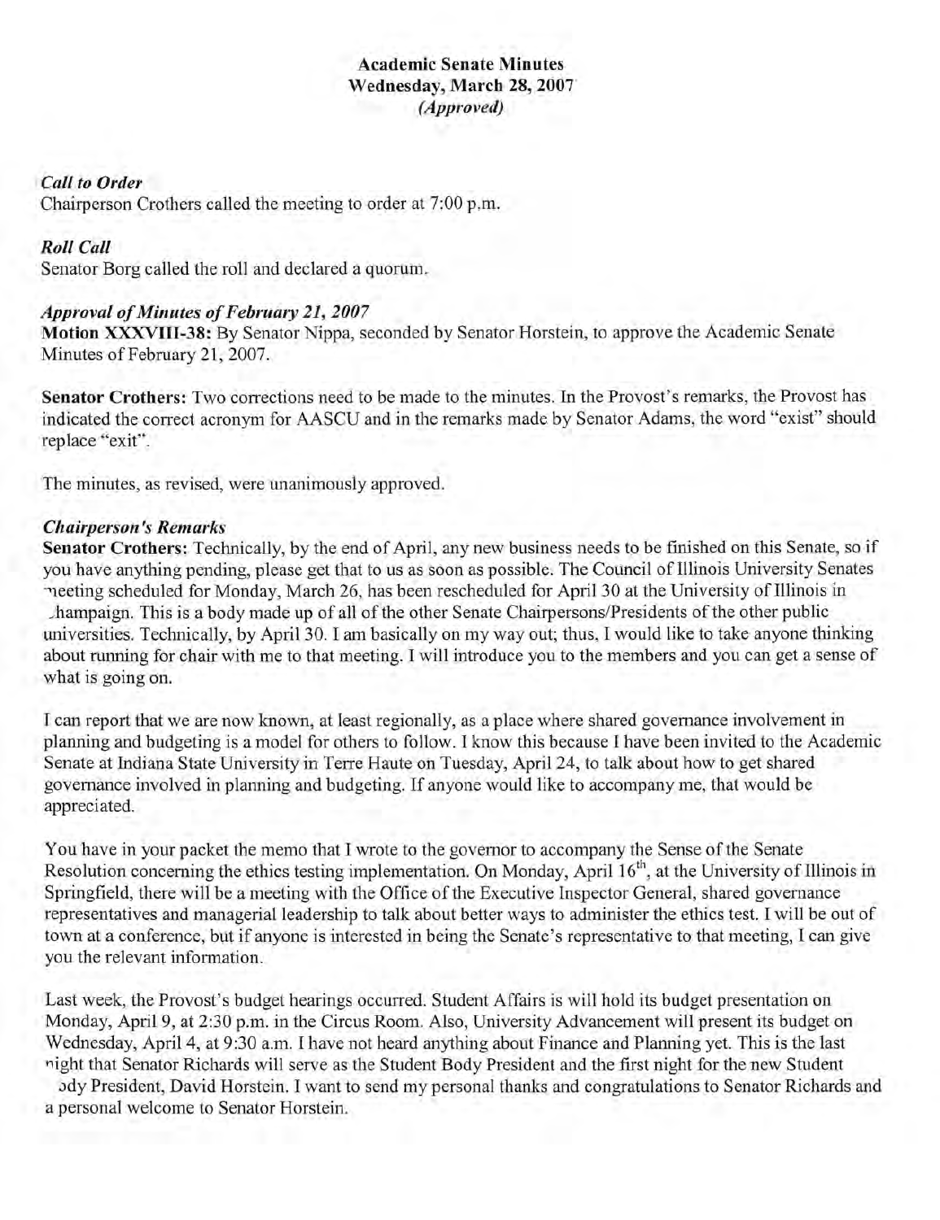# Academic Senate Minutes
## Wednesday, March 28, 2007
*(Approved)*

***Call to Order***
Chairperson Crothers called the meeting to order at 7:00 p.m.

***Roll Call***
Senator Borg called the roll and declared a quorum.

***Approval of Minutes of February 21, 2007***
**Motion XXXVIII-38:** By Senator Nippa, seconded by Senator Horstein, to approve the Academic Senate Minutes of February 21, 2007.

**Senator Crothers:** Two corrections need to be made to the minutes. In the Provost's remarks, the Provost has indicated the correct acronym for AASCU and in the remarks made by Senator Adams, the word "exist" should replace "exit".

The minutes, as revised, were unanimously approved.

***Chairperson's Remarks***
**Senator Crothers:** Technically, by the end of April, any new business needs to be finished on this Senate, so if you have anything pending, please get that to us as soon as possible. The Council of Illinois University Senates meeting scheduled for Monday, March 26, has been rescheduled for April 30 at the University of Illinois in Champaign. This is a body made up of all of the other Senate Chairpersons/Presidents of the other public universities. Technically, by April 30. I am basically on my way out; thus, I would like to take anyone thinking about running for chair with me to that meeting. I will introduce you to the members and you can get a sense of what is going on.

I can report that we are now known, at least regionally, as a place where shared governance involvement in planning and budgeting is a model for others to follow. I know this because I have been invited to the Academic Senate at Indiana State University in Terre Haute on Tuesday, April 24, to talk about how to get shared governance involved in planning and budgeting. If anyone would like to accompany me, that would be appreciated.

You have in your packet the memo that I wrote to the governor to accompany the Sense of the Senate Resolution concerning the ethics testing implementation. On Monday, April 16th, at the University of Illinois in Springfield, there will be a meeting with the Office of the Executive Inspector General, shared governance representatives and managerial leadership to talk about better ways to administer the ethics test. I will be out of town at a conference, but if anyone is interested in being the Senate's representative to that meeting, I can give you the relevant information.

Last week, the Provost's budget hearings occurred. Student Affairs is will hold its budget presentation on Monday, April 9, at 2:30 p.m. in the Circus Room. Also, University Advancement will present its budget on Wednesday, April 4, at 9:30 a.m. I have not heard anything about Finance and Planning yet. This is the last night that Senator Richards will serve as the Student Body President and the first night for the new Student Body President, David Horstein. I want to send my personal thanks and congratulations to Senator Richards and a personal welcome to Senator Horstein.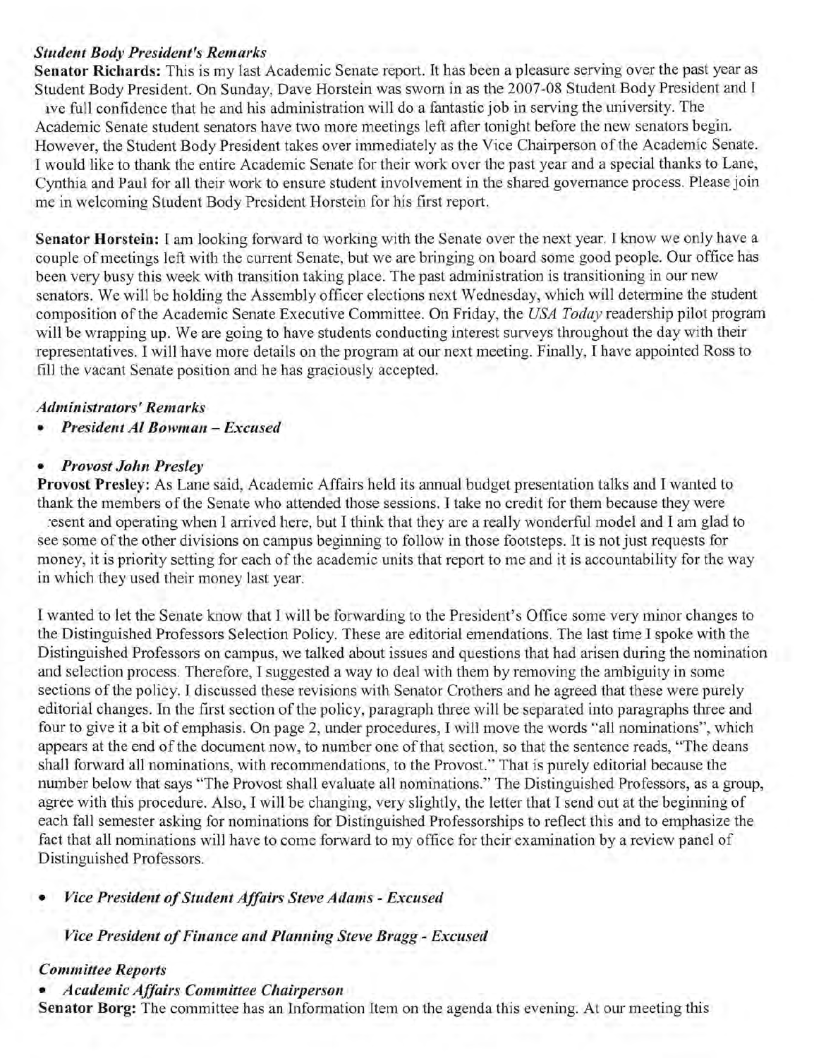### *Student Body President's Remarks*

**Senator Richards:** This is my last Academic Senate report. It has been a pleasure serving over the past year as Student Body President. On Sunday, Dave Horstein was sworn in as the 2007-08 Student Body President and I ave full confidence that he and his administration will do a fantastic job in serving the university. The Academic Senate student senators have two more meetings left after tonight before the new senators begin. However, the Student Body President takes over immediately as the Vice Chairperson of the Academic Senate. I would like to thank the entire Academic Senate for their work over the past year and a special thanks to Lane, Cynthia and Paul for all their work to ensure student involvement in the shared governance process. Please join me in welcoming Student Body President Horstein for his first report.

**Senator Horstein:** I am looking forward to working with the Senate over the next year. I know we only have a couple of meetings left with the current Senate, but we are bringing on board some good people. Our office has been very busy this week with transition taking place. The past administration is transitioning in our new senators. We will be holding the Assembly officer elections next Wednesday, which will determine the student composition of the Academic Senate Executive Committee. On Friday, the *USA Today* readership pilot program will be wrapping up. We are going to have students conducting interest surveys throughout the day with their representatives. I will have more details on the program at our next meeting. Finally, I have appointed Ross to fill the vacant Senate position and he has graciously accepted.

### *Administrators' Remarks*

- ***President Al Bowman – Excused***

- ***Provost John Presley***

**Provost Presley:** As Lane said, Academic Affairs held its annual budget presentation talks and I wanted to thank the members of the Senate who attended those sessions. I take no credit for them because they were esent and operating when I arrived here, but I think that they are a really wonderful model and I am glad to see some of the other divisions on campus beginning to follow in those footsteps. It is not just requests for money, it is priority setting for each of the academic units that report to me and it is accountability for the way in which they used their money last year.

I wanted to let the Senate know that I will be forwarding to the President's Office some very minor changes to the Distinguished Professors Selection Policy. These are editorial emendations. The last time I spoke with the Distinguished Professors on campus, we talked about issues and questions that had arisen during the nomination and selection process. Therefore, I suggested a way to deal with them by removing the ambiguity in some sections of the policy. I discussed these revisions with Senator Crothers and he agreed that these were purely editorial changes. In the first section of the policy, paragraph three will be separated into paragraphs three and four to give it a bit of emphasis. On page 2, under procedures, I will move the words "all nominations", which appears at the end of the document now, to number one of that section, so that the sentence reads, "The deans shall forward all nominations, with recommendations, to the Provost." That is purely editorial because the number below that says "The Provost shall evaluate all nominations." The Distinguished Professors, as a group, agree with this procedure. Also, I will be changing, very slightly, the letter that I send out at the beginning of each fall semester asking for nominations for Distinguished Professorships to reflect this and to emphasize the fact that all nominations will have to come forward to my office for their examination by a review panel of Distinguished Professors.

- ***Vice President of Student Affairs Steve Adams - Excused***

- ***Vice President of Finance and Planning Steve Bragg - Excused***

### *Committee Reports*

- ***Academic Affairs Committee Chairperson***

**Senator Borg:** The committee has an Information Item on the agenda this evening. At our meeting this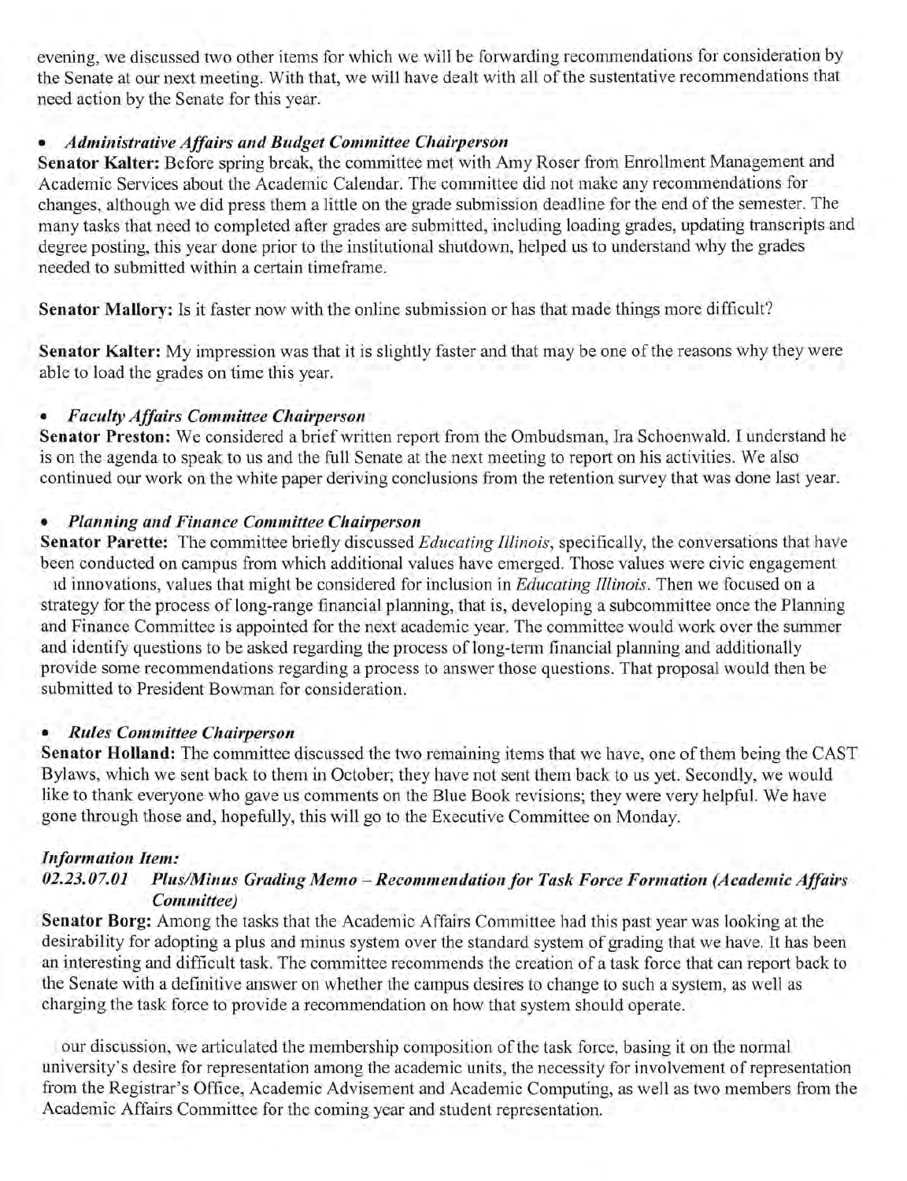evening, we discussed two other items for which we will be forwarding recommendations for consideration by the Senate at our next meeting. With that, we will have dealt with all of the sustentative recommendations that need action by the Senate for this year.

- ***Administrative Affairs and Budget Committee Chairperson***

**Senator Kalter:** Before spring break, the committee met with Amy Roser from Enrollment Management and Academic Services about the Academic Calendar. The committee did not make any recommendations for changes, although we did press them a little on the grade submission deadline for the end of the semester. The many tasks that need to completed after grades are submitted, including loading grades, updating transcripts and degree posting, this year done prior to the institutional shutdown, helped us to understand why the grades needed to submitted within a certain timeframe.

**Senator Mallory:** Is it faster now with the online submission or has that made things more difficult?

**Senator Kalter:** My impression was that it is slightly faster and that may be one of the reasons why they were able to load the grades on time this year.

- ***Faculty Affairs Committee Chairperson***

**Senator Preston:** We considered a brief written report from the Ombudsman, Ira Schoenwald. I understand he is on the agenda to speak to us and the full Senate at the next meeting to report on his activities. We also continued our work on the white paper deriving conclusions from the retention survey that was done last year.

- ***Planning and Finance Committee Chairperson***

**Senator Parette:** The committee briefly discussed *Educating Illinois*, specifically, the conversations that have been conducted on campus from which additional values have emerged. Those values were civic engagement ıd innovations, values that might be considered for inclusion in *Educating Illinois*. Then we focused on a strategy for the process of long-range financial planning, that is, developing a subcommittee once the Planning and Finance Committee is appointed for the next academic year. The committee would work over the summer and identify questions to be asked regarding the process of long-term financial planning and additionally provide some recommendations regarding a process to answer those questions. That proposal would then be submitted to President Bowman for consideration.

- ***Rules Committee Chairperson***

**Senator Holland:** The committee discussed the two remaining items that we have, one of them being the CAST Bylaws, which we sent back to them in October; they have not sent them back to us yet. Secondly, we would like to thank everyone who gave us comments on the Blue Book revisions; they were very helpful. We have gone through those and, hopefully, this will go to the Executive Committee on Monday.

***Information Item:***

***02.23.07.01 Plus/Minus Grading Memo – Recommendation for Task Force Formation (Academic Affairs Committee)***

**Senator Borg:** Among the tasks that the Academic Affairs Committee had this past year was looking at the desirability for adopting a plus and minus system over the standard system of grading that we have. It has been an interesting and difficult task. The committee recommends the creation of a task force that can report back to the Senate with a definitive answer on whether the campus desires to change to such a system, as well as charging the task force to provide a recommendation on how that system should operate.

our discussion, we articulated the membership composition of the task force, basing it on the normal university's desire for representation among the academic units, the necessity for involvement of representation from the Registrar's Office, Academic Advisement and Academic Computing, as well as two members from the Academic Affairs Committee for the coming year and student representation.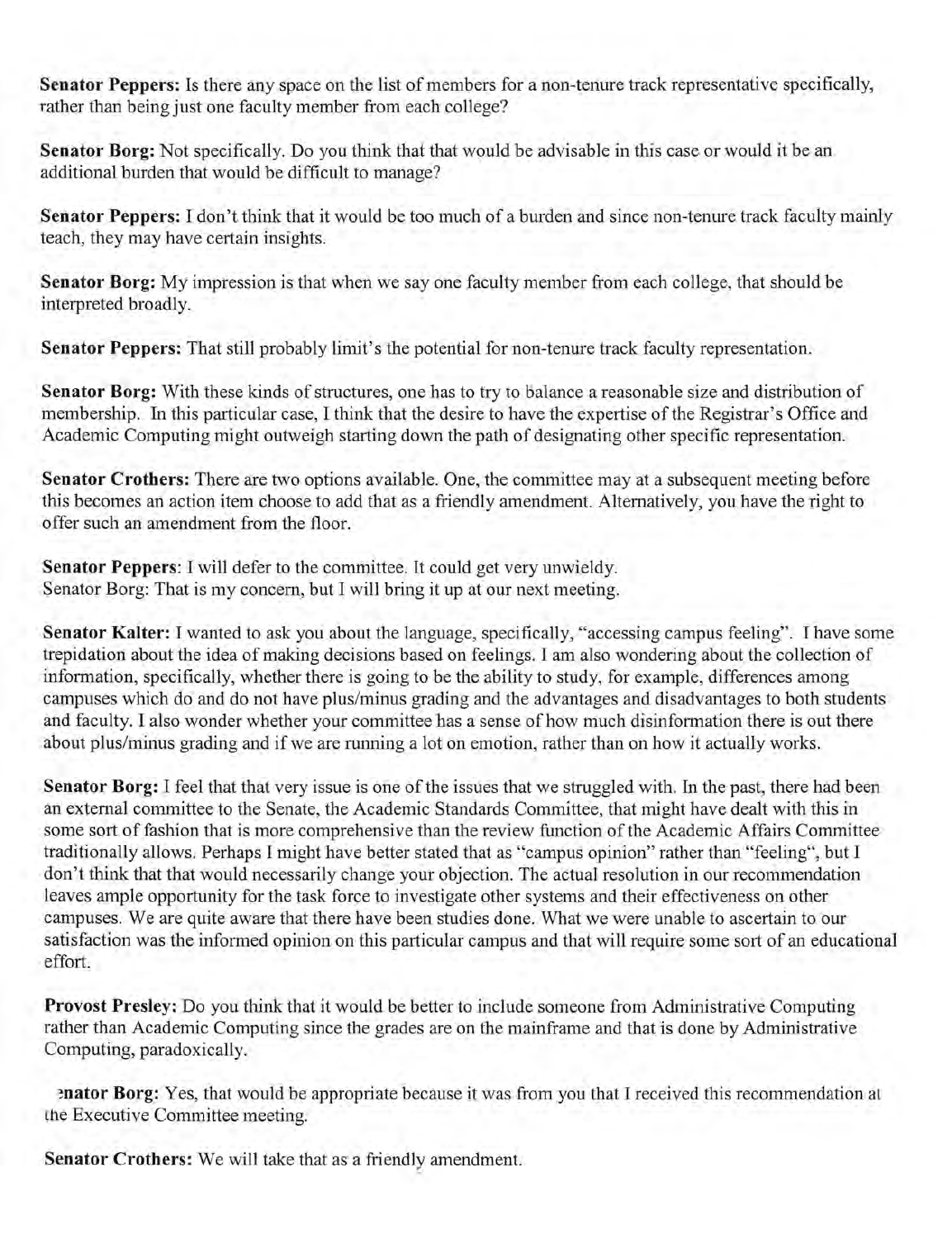**Senator Peppers:** Is there any space on the list of members for a non-tenure track representative specifically, rather than being just one faculty member from each college?

**Senator Borg:** Not specifically. Do you think that that would be advisable in this case or would it be an additional burden that would be difficult to manage?

**Senator Peppers:** I don't think that it would be too much of a burden and since non-tenure track faculty mainly teach, they may have certain insights.

**Senator Borg:** My impression is that when we say one faculty member from each college, that should be interpreted broadly.

**Senator Peppers:** That still probably limit's the potential for non-tenure track faculty representation.

**Senator Borg:** With these kinds of structures, one has to try to balance a reasonable size and distribution of membership. In this particular case, I think that the desire to have the expertise of the Registrar's Office and Academic Computing might outweigh starting down the path of designating other specific representation.

**Senator Crothers:** There are two options available. One, the committee may at a subsequent meeting before this becomes an action item choose to add that as a friendly amendment. Alternatively, you have the right to offer such an amendment from the floor.

**Senator Peppers**: I will defer to the committee. It could get very unwieldy.
Senator Borg: That is my concern, but I will bring it up at our next meeting.

**Senator Kalter:** I wanted to ask you about the language, specifically, "accessing campus feeling". I have some trepidation about the idea of making decisions based on feelings. I am also wondering about the collection of information, specifically, whether there is going to be the ability to study, for example, differences among campuses which do and do not have plus/minus grading and the advantages and disadvantages to both students and faculty. I also wonder whether your committee has a sense of how much disinformation there is out there about plus/minus grading and if we are running a lot on emotion, rather than on how it actually works.

**Senator Borg:** I feel that that very issue is one of the issues that we struggled with. In the past, there had been an external committee to the Senate, the Academic Standards Committee, that might have dealt with this in some sort of fashion that is more comprehensive than the review function of the Academic Affairs Committee traditionally allows. Perhaps I might have better stated that as "campus opinion" rather than "feeling", but I don't think that that would necessarily change your objection. The actual resolution in our recommendation leaves ample opportunity for the task force to investigate other systems and their effectiveness on other campuses. We are quite aware that there have been studies done. What we were unable to ascertain to our satisfaction was the informed opinion on this particular campus and that will require some sort of an educational effort.

**Provost Presley:** Do you think that it would be better to include someone from Administrative Computing rather than Academic Computing since the grades are on the mainframe and that is done by Administrative Computing, paradoxically.

**Senator Borg:** Yes, that would be appropriate because it was from you that I received this recommendation at the Executive Committee meeting.

**Senator Crothers:** We will take that as a friendly amendment.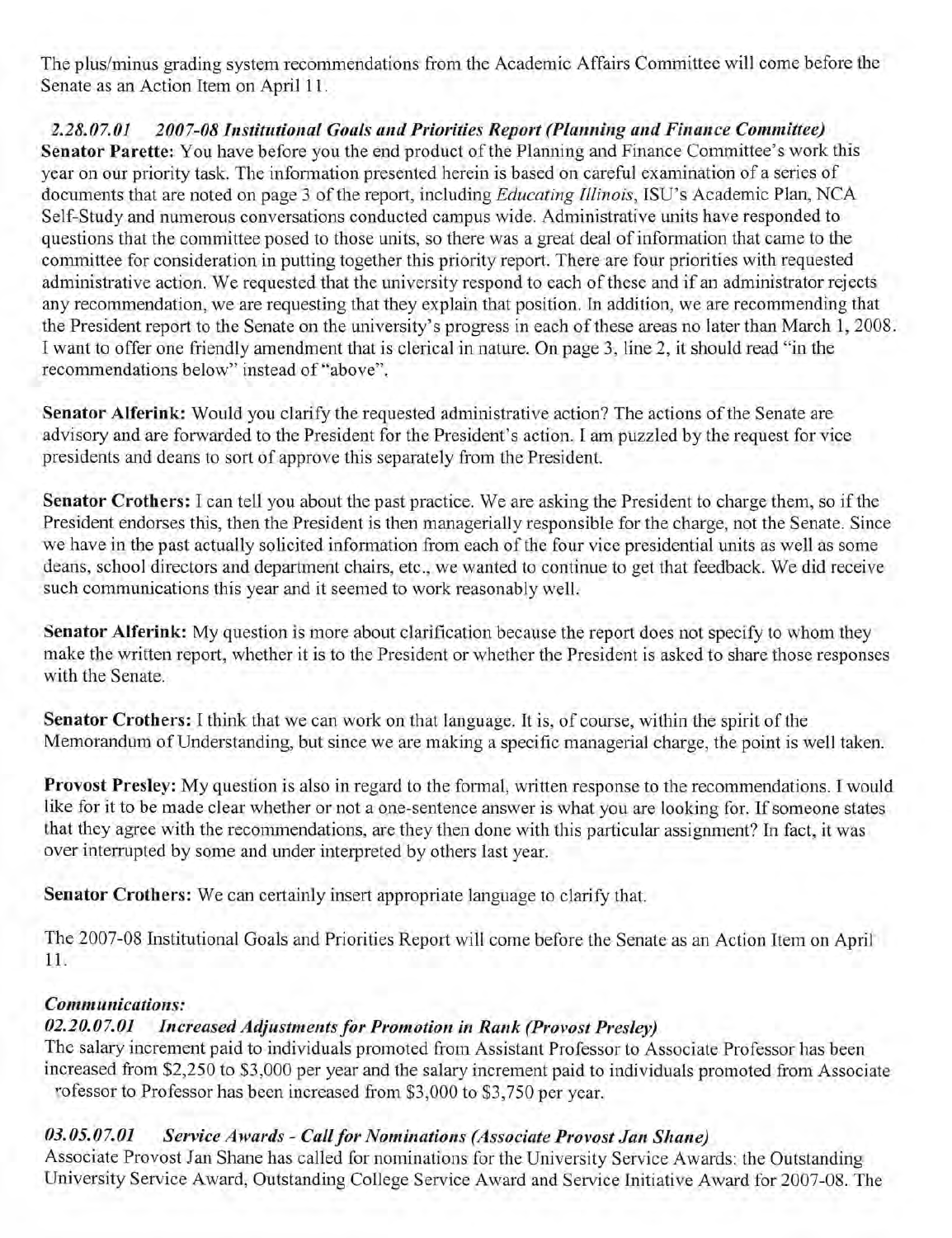The plus/minus grading system recommendations from the Academic Affairs Committee will come before the Senate as an Action Item on April 11.

***2.28.07.01 2007-08 Institutional Goals and Priorities Report (Planning and Finance Committee)***

**Senator Parette:** You have before you the end product of the Planning and Finance Committee's work this year on our priority task. The information presented herein is based on careful examination of a series of documents that are noted on page 3 of the report, including *Educating Illinois*, ISU's Academic Plan, NCA Self-Study and numerous conversations conducted campus wide. Administrative units have responded to questions that the committee posed to those units, so there was a great deal of information that came to the committee for consideration in putting together this priority report. There are four priorities with requested administrative action. We requested that the university respond to each of these and if an administrator rejects any recommendation, we are requesting that they explain that position. In addition, we are recommending that the President report to the Senate on the university's progress in each of these areas no later than March 1, 2008. I want to offer one friendly amendment that is clerical in nature. On page 3, line 2, it should read "in the recommendations below" instead of "above".

**Senator Alferink:** Would you clarify the requested administrative action? The actions of the Senate are advisory and are forwarded to the President for the President's action. I am puzzled by the request for vice presidents and deans to sort of approve this separately from the President.

**Senator Crothers:** I can tell you about the past practice. We are asking the President to charge them, so if the President endorses this, then the President is then managerially responsible for the charge, not the Senate. Since we have in the past actually solicited information from each of the four vice presidential units as well as some deans, school directors and department chairs, etc., we wanted to continue to get that feedback. We did receive such communications this year and it seemed to work reasonably well.

**Senator Alferink:** My question is more about clarification because the report does not specify to whom they make the written report, whether it is to the President or whether the President is asked to share those responses with the Senate.

**Senator Crothers:** I think that we can work on that language. It is, of course, within the spirit of the Memorandum of Understanding, but since we are making a specific managerial charge, the point is well taken.

**Provost Presley:** My question is also in regard to the formal, written response to the recommendations. I would like for it to be made clear whether or not a one-sentence answer is what you are looking for. If someone states that they agree with the recommendations, are they then done with this particular assignment? In fact, it was over interrupted by some and under interpreted by others last year.

**Senator Crothers:** We can certainly insert appropriate language to clarify that.

The 2007-08 Institutional Goals and Priorities Report will come before the Senate as an Action Item on April 11.

***Communications:***

***02.20.07.01 Increased Adjustments for Promotion in Rank (Provost Presley)***

The salary increment paid to individuals promoted from Assistant Professor to Associate Professor has been increased from $2,250 to $3,000 per year and the salary increment paid to individuals promoted from Associate Professor to Professor has been increased from $3,000 to $3,750 per year.

***03.05.07.01 Service Awards - Call for Nominations (Associate Provost Jan Shane)***

Associate Provost Jan Shane has called for nominations for the University Service Awards: the Outstanding University Service Award, Outstanding College Service Award and Service Initiative Award for 2007-08. The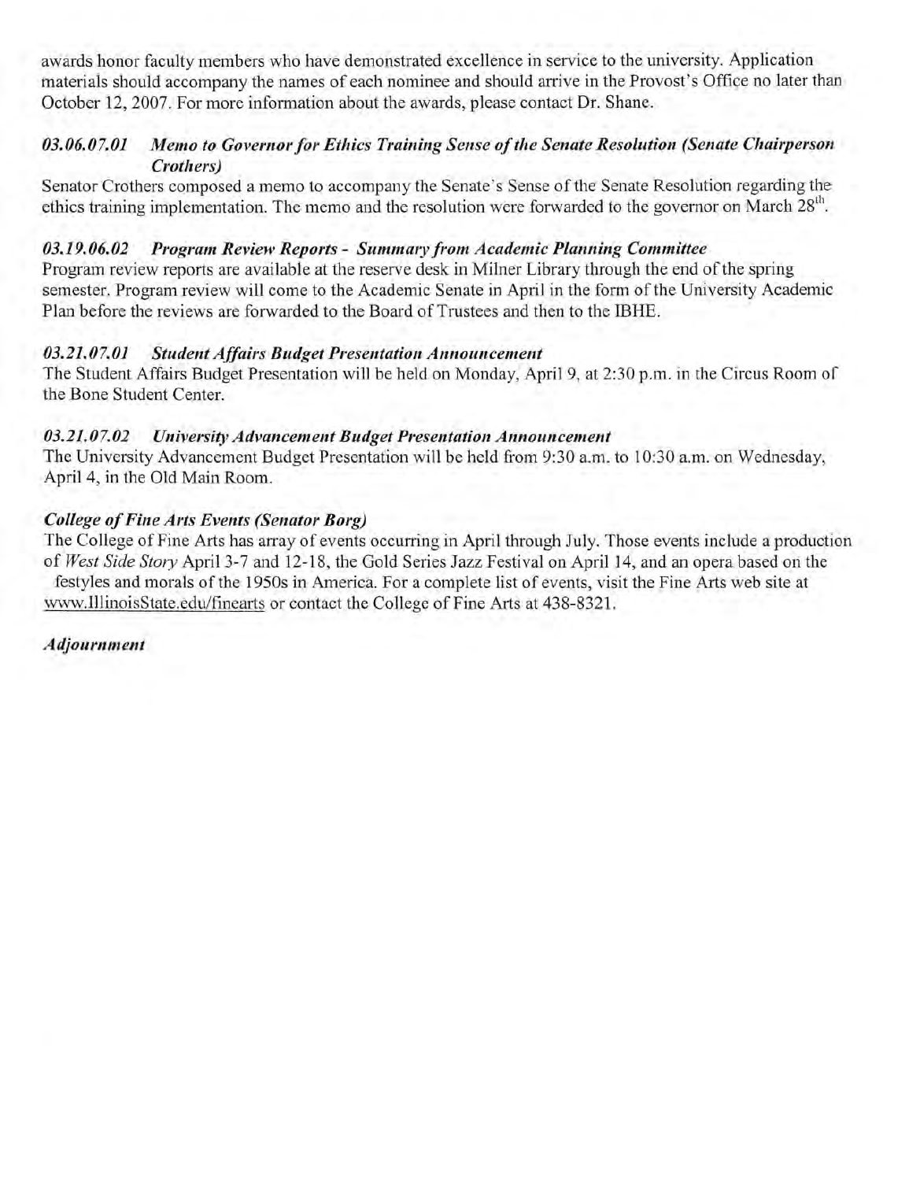awards honor faculty members who have demonstrated excellence in service to the university. Application materials should accompany the names of each nominee and should arrive in the Provost's Office no later than October 12, 2007. For more information about the awards, please contact Dr. Shane.

***03.06.07.01 Memo to Governor for Ethics Training Sense of the Senate Resolution (Senate Chairperson Crothers)***

Senator Crothers composed a memo to accompany the Senate's Sense of the Senate Resolution regarding the ethics training implementation. The memo and the resolution were forwarded to the governor on March 28th.

***03.19.06.02 Program Review Reports - Summary from Academic Planning Committee***

Program review reports are available at the reserve desk in Milner Library through the end of the spring semester. Program review will come to the Academic Senate in April in the form of the University Academic Plan before the reviews are forwarded to the Board of Trustees and then to the IBHE.

***03.21.07.01 Student Affairs Budget Presentation Announcement***

The Student Affairs Budget Presentation will be held on Monday, April 9, at 2:30 p.m. in the Circus Room of the Bone Student Center.

***03.21.07.02 University Advancement Budget Presentation Announcement***

The University Advancement Budget Presentation will be held from 9:30 a.m. to 10:30 a.m. on Wednesday, April 4, in the Old Main Room.

***College of Fine Arts Events (Senator Borg)***

The College of Fine Arts has array of events occurring in April through July. Those events include a production of *West Side Story* April 3-7 and 12-18, the Gold Series Jazz Festival on April 14, and an opera based on the festyles and morals of the 1950s in America. For a complete list of events, visit the Fine Arts web site at www.IllinoisState.edu/finearts or contact the College of Fine Arts at 438-8321.

***Adjournment***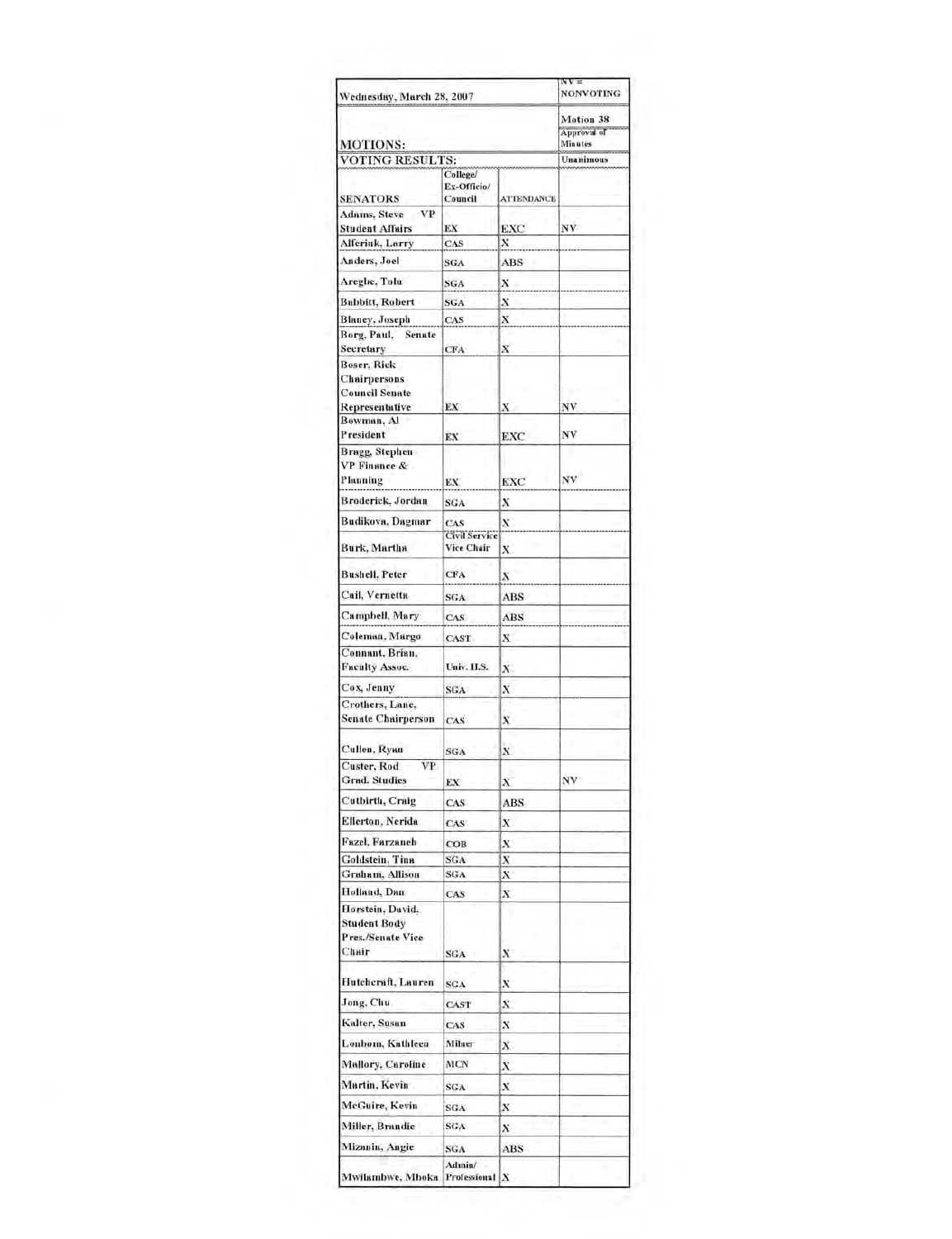| Wednesday, March 28, 2007 | | | NV = NONVOTING |
|---|---|---|---|
| | | | Motion 38 |
| MOTIONS: | | | Approval of Minutes |
| VOTING RESULTS: | | | Unanimous |
| SENATORS | College/ Ex-Officio/ Council | ATTENDANCE | |
| Adams, Steve VP Student Affairs | EX | EXC | NV |
| Alferink, Larry | CAS | X | |
| Anders, Joel | SGA | ABS | |
| Areghe, Tolu | SGA | X | |
| Babbitt, Robert | SGA | X | |
| Blaney, Joseph | CAS | X | |
| Borg, Paul, Senate Secretary | CFA | X | |
| Boser, Rick Chairpersons Council Senate Representative | EX | X | NV |
| Bowman, Al President | EX | EXC | NV |
| Bragg, Stephen VP Finance & Planning | EX | EXC | NV |
| Broderick, Jordan | SGA | X | |
| Budikova, Dagmar | CAS | X | |
| Burk, Martha | Civil Service Vice Chair | X | |
| Bushell, Peter | CFA | X | |
| Cail, Vernetta | SGA | ABS | |
| Campbell, Mary | CAS | ABS | |
| Coleman, Margo | CAST | X | |
| Connant, Brian, Faculty Assoc. | Univ. H.S. | X | |
| Cox, Jenny | SGA | X | |
| Crothers, Lane, Senate Chairperson | CAS | X | |
| Cullen, Ryan | SGA | X | |
| Custer, Rod VP Grad. Studies | EX | X | NV |
| Cutbirth, Craig | CAS | ABS | |
| Ellerton, Nerida | CAS | X | |
| Fazel, Farzaneh | COB | X | |
| Goldstein, Tina | SGA | X | |
| Graham, Allison | SGA | X | |
| Holland, Dan | CAS | X | |
| Horstein, David, Student Body Pres./Senate Vice Chair | SGA | X | |
| Hutchcraft, Lauren | SGA | X | |
| Jong, Chu | CAST | X | |
| Kalter, Susan | CAS | X | |
| Lonbom, Kathleen | Milner | X | |
| Mallory, Caroline | MCN | X | |
| Martin, Kevin | SGA | X | |
| McGuire, Kevin | SGA | X | |
| Miller, Brandie | SGA | X | |
| Mizanin, Angie | SGA | ABS | |
| Mwilambwe, Mboka | Admin/ Professional | X | |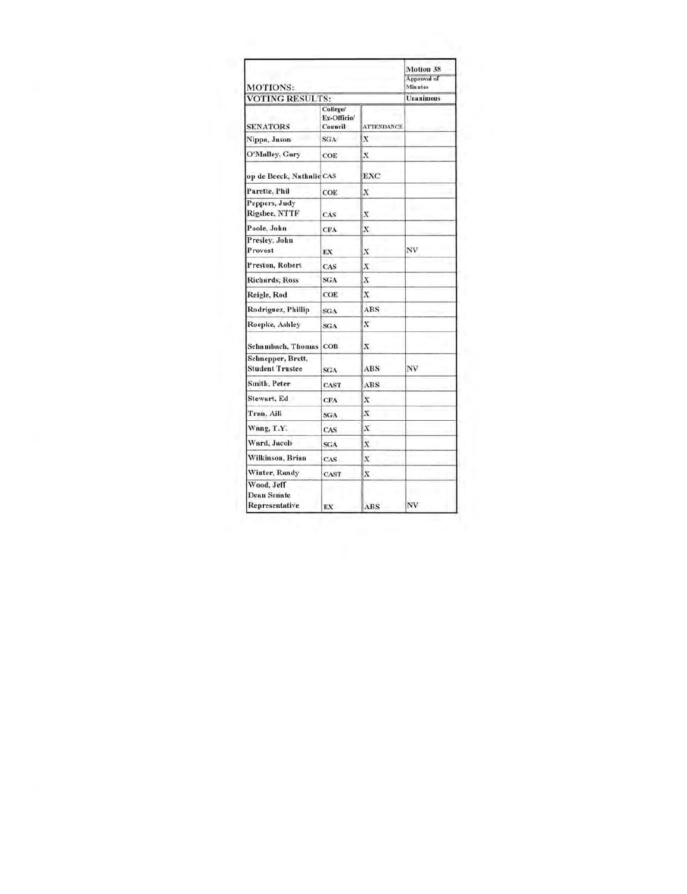| MOTIONS: | | | Motion 38 Approval of Minutes |
|---|---|---|---|
| VOTING RESULTS: | | | Unanimous |
| SENATORS | College/ Ex-Officio/ Council | ATTENDANCE | |
| Nippa, Jason | SGA | X | |
| O'Malley, Gary | COE | X | |
| op de Beeck, Nathalie | CAS | EXC | |
| Parette, Phil | COE | X | |
| Peppers, Judy Rigsbee, NTTF | CAS | X | |
| Poole, John | CFA | X | |
| Presley, John Provost | EX | X | NV |
| Preston, Robert | CAS | X | |
| Richards, Ross | SGA | X | |
| Reigle, Rod | COE | X | |
| Rodriguez, Phillip | SGA | ABS | |
| Roepke, Ashley | SGA | X | |
| Schambach, Thomas | COB | X | |
| Schnepper, Brett, Student Trustee | SGA | ABS | NV |
| Smith, Peter | CAST | ABS | |
| Stewart, Ed | CFA | X | |
| Tran, Aili | SGA | X | |
| Wang, T.Y. | CAS | X | |
| Ward, Jacob | SGA | X | |
| Wilkinson, Brian | CAS | X | |
| Winter, Randy | CAST | X | |
| Wood, Jeff Dean Senate Representative | EX | ABS | NV |